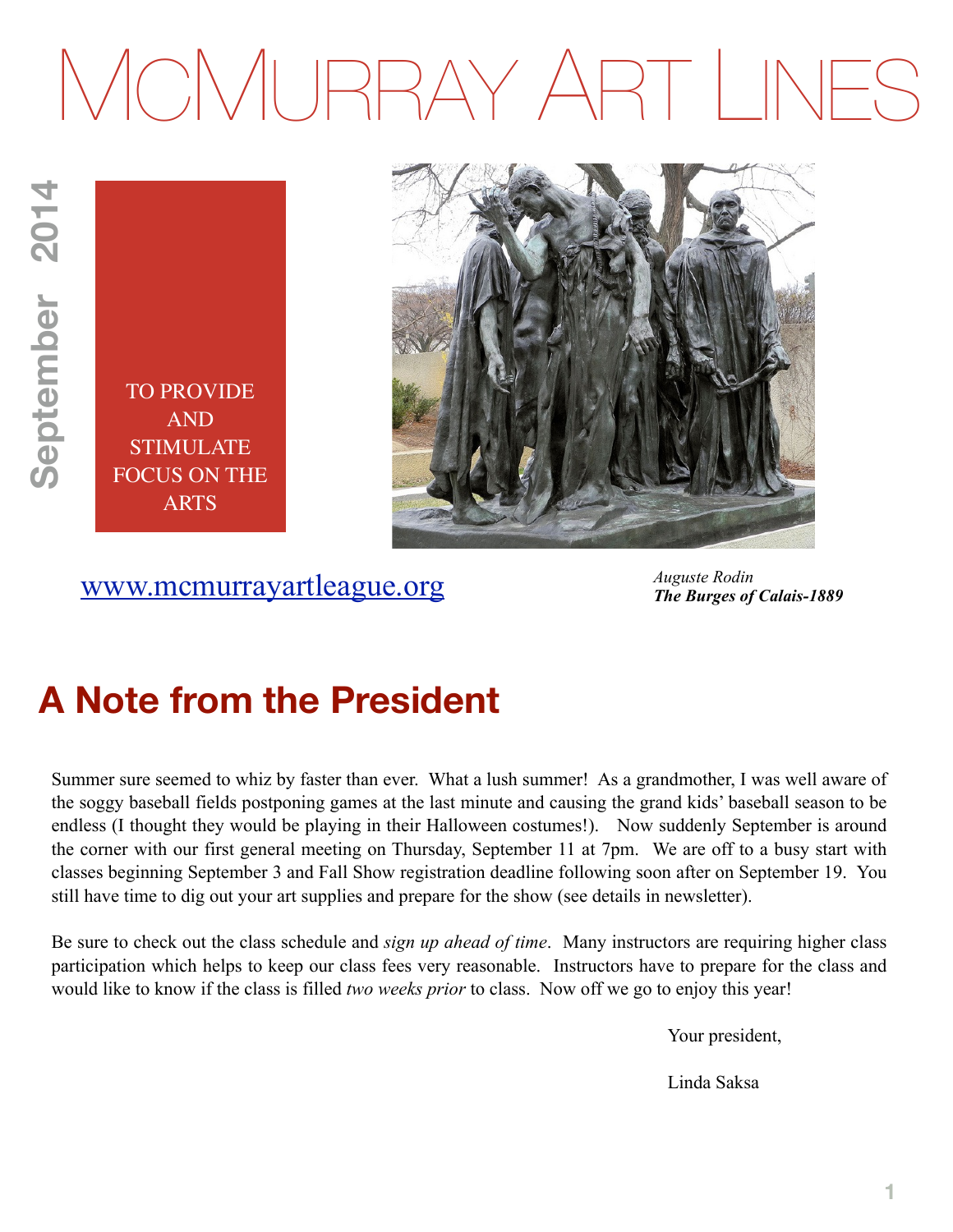# MCMURRAY ART LINES

**September 2014**

TO PROVIDE AND STIMULATE FOCUS ON THE ARTS

*Auguste Rodin*
***The Burges of Calais-1889***

[www.mcmurrayartleague.org](http://www.mcmurrayartleague.org)

## A Note from the President

Summer sure seemed to whiz by faster than ever. What a lush summer! As a grandmother, I was well aware of the soggy baseball fields postponing games at the last minute and causing the grand kids' baseball season to be endless (I thought they would be playing in their Halloween costumes!). Now suddenly September is around the corner with our first general meeting on Thursday, September 11 at 7pm. We are off to a busy start with classes beginning September 3 and Fall Show registration deadline following soon after on September 19. You still have time to dig out your art supplies and prepare for the show (see details in newsletter).

Be sure to check out the class schedule and *sign up ahead of time*. Many instructors are requiring higher class participation which helps to keep our class fees very reasonable. Instructors have to prepare for the class and would like to know if the class is filled *two weeks prior* to class. Now off we go to enjoy this year!

Your president,

Linda Saksa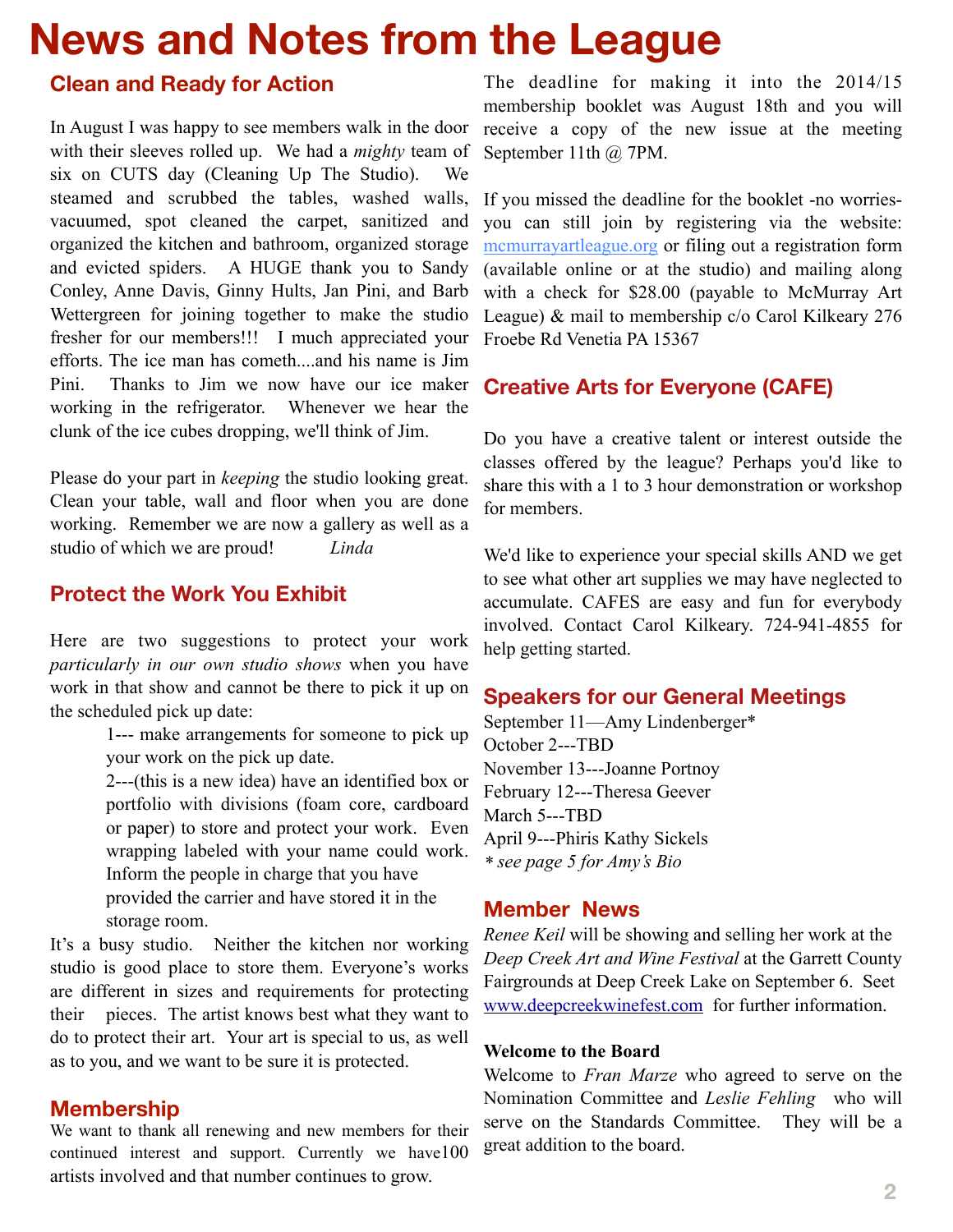# News and Notes from the League

## Clean and Ready for Action

In August I was happy to see members walk in the door with their sleeves rolled up. We had a *mighty* team of six on CUTS day (Cleaning Up The Studio). We steamed and scrubbed the tables, washed walls, vacuumed, spot cleaned the carpet, sanitized and organized the kitchen and bathroom, organized storage and evicted spiders. A HUGE thank you to Sandy Conley, Anne Davis, Ginny Hults, Jan Pini, and Barb Wettergreen for joining together to make the studio fresher for our members!!! I much appreciated your efforts. The ice man has cometh....and his name is Jim Pini. Thanks to Jim we now have our ice maker working in the refrigerator. Whenever we hear the clunk of the ice cubes dropping, we'll think of Jim.

Please do your part in *keeping* the studio looking great. Clean your table, wall and floor when you are done working. Remember we are now a gallery as well as a studio of which we are proud! *Linda*

## Protect the Work You Exhibit

Here are two suggestions to protect your work *particularly in our own studio shows* when you have work in that show and cannot be there to pick it up on the scheduled pick up date:

1--- make arrangements for someone to pick up your work on the pick up date.

2---(this is a new idea) have an identified box or portfolio with divisions (foam core, cardboard or paper) to store and protect your work. Even wrapping labeled with your name could work. Inform the people in charge that you have provided the carrier and have stored it in the storage room.

It's a busy studio. Neither the kitchen nor working studio is good place to store them. Everyone's works are different in sizes and requirements for protecting their pieces. The artist knows best what they want to do to protect their art. Your art is special to us, as well as to you, and we want to be sure it is protected.

## Membership

We want to thank all renewing and new members for their continued interest and support. Currently we have100 artists involved and that number continues to grow.

The deadline for making it into the 2014/15 membership booklet was August 18th and you will receive a copy of the new issue at the meeting September 11th @ 7PM.

If you missed the deadline for the booklet -no worries- you can still join by registering via the website: [mcmurrayartleague.org](mcmurrayartleague.org) or filing out a registration form (available online or at the studio) and mailing along with a check for $28.00 (payable to McMurray Art League) & mail to membership c/o Carol Kilkeary 276 Froebe Rd Venetia PA 15367

## Creative Arts for Everyone (CAFE)

Do you have a creative talent or interest outside the classes offered by the league? Perhaps you'd like to share this with a 1 to 3 hour demonstration or workshop for members.

We'd like to experience your special skills AND we get to see what other art supplies we may have neglected to accumulate. CAFES are easy and fun for everybody involved. Contact Carol Kilkeary. 724-941-4855 for help getting started.

## Speakers for our General Meetings

September 11—Amy Lindenberger*
October 2---TBD
November 13---Joanne Portnoy
February 12---Theresa Geever
March 5---TBD
April 9---Phiris Kathy Sickels
*\* see page 5 for Amy's Bio*

## Member News

*Renee Keil* will be showing and selling her work at the *Deep Creek Art and Wine Festival* at the Garrett County Fairgrounds at Deep Creek Lake on September 6. Seet [www.deepcreekwinefest.com](www.deepcreekwinefest.com) for further information.

**Welcome to the Board**

Welcome to *Fran Marze* who agreed to serve on the Nomination Committee and *Leslie Fehling* who will serve on the Standards Committee. They will be a great addition to the board.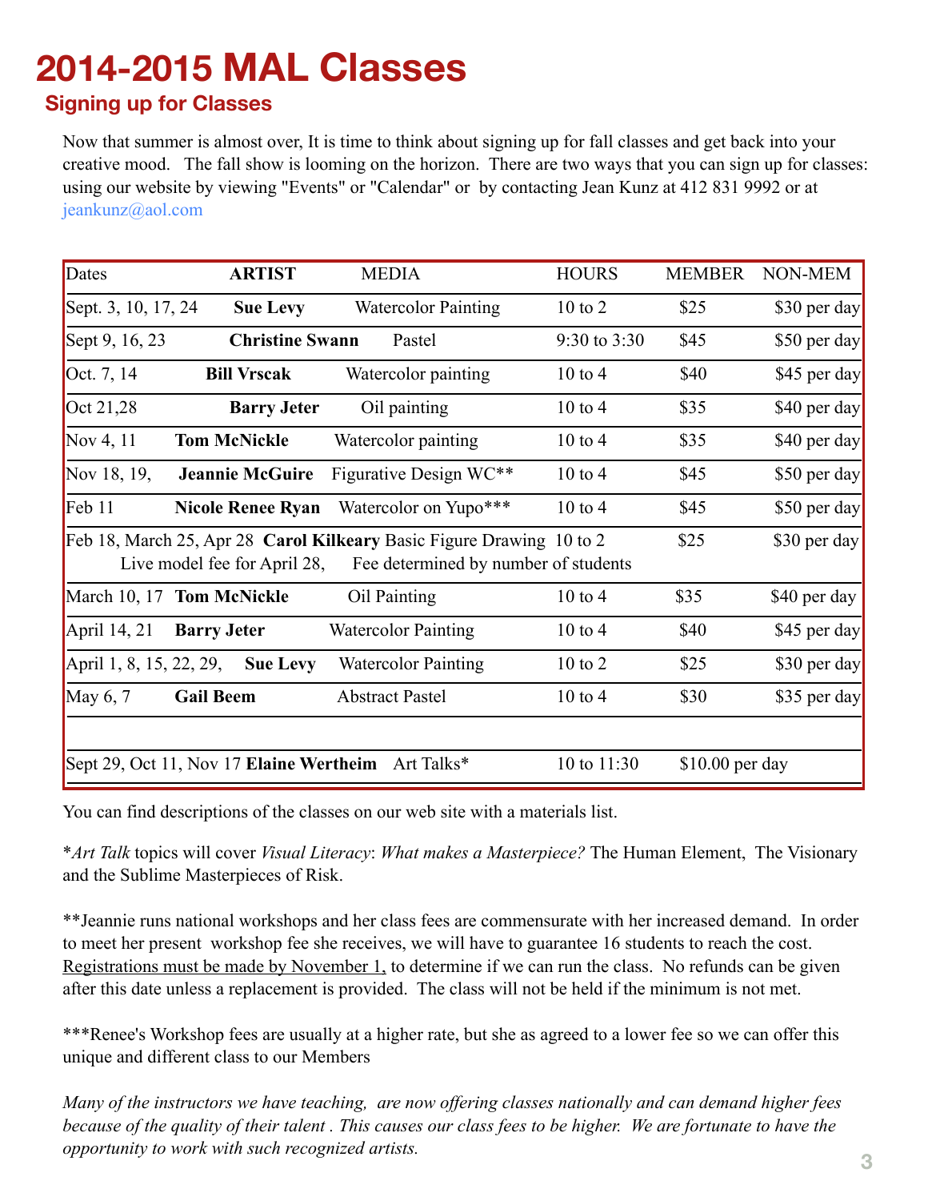# 2014-2015 MAL Classes

## Signing up for Classes

Now that summer is almost over, It is time to think about signing up for fall classes and get back into your creative mood. The fall show is looming on the horizon. There are two ways that you can sign up for classes: using our website by viewing "Events" or "Calendar" or by contacting Jean Kunz at 412 831 9992 or at jeankunz@aol.com

| Dates | ARTIST | MEDIA | HOURS | MEMBER | NON-MEM |
|---|---|---|---|---|---|
| Sept. 3, 10, 17, 24 | **Sue Levy** | Watercolor Painting | 10 to 2 | $25 | $30 per day |
| Sept 9, 16, 23 | **Christine Swann** | Pastel | 9:30 to 3:30 | $45 | $50 per day |
| Oct. 7, 14 | **Bill Vrscak** | Watercolor painting | 10 to 4 | $40 | $45 per day |
| Oct 21,28 | **Barry Jeter** | Oil painting | 10 to 4 | $35 | $40 per day |
| Nov 4, 11 | **Tom McNickle** | Watercolor painting | 10 to 4 | $35 | $40 per day |
| Nov 18, 19, | **Jeannie McGuire** | Figurative Design WC** | 10 to 4 | $45 | $50 per day |
| Feb 11 | **Nicole Renee Ryan** | Watercolor on Yupo*** | 10 to 4 | $45 | $50 per day |
| Feb 18, March 25, Apr 28 | **Carol Kilkeary** | Basic Figure Drawing | 10 to 2 | $25 | $30 per day |
| Live model fee for April 28, | | Fee determined by number of students | | | |
| March 10, 17 | **Tom McNickle** | Oil Painting | 10 to 4 | $35 | $40 per day |
| April 14, 21 | **Barry Jeter** | Watercolor Painting | 10 to 4 | $40 | $45 per day |
| April 1, 8, 15, 22, 29, | **Sue Levy** | Watercolor Painting | 10 to 2 | $25 | $30 per day |
| May 6, 7 | **Gail Beem** | Abstract Pastel | 10 to 4 | $30 | $35 per day |
| | | | | | |
| Sept 29, Oct 11, Nov 17 | **Elaine Wertheim** | Art Talks* | 10 to 11:30 | $10.00 per day | |

You can find descriptions of the classes on our web site with a materials list.

\**Art Talk* topics will cover *Visual Literacy*: *What makes a Masterpiece?* The Human Element, The Visionary and the Sublime Masterpieces of Risk.

**Jeannie runs national workshops and her class fees are commensurate with her increased demand. In order to meet her present workshop fee she receives, we will have to guarantee 16 students to reach the cost. <u>Registrations must be made by November 1,</u> to determine if we can run the class. No refunds can be given after this date unless a replacement is provided. The class will not be held if the minimum is not met.

***Renee's Workshop fees are usually at a higher rate, but she as agreed to a lower fee so we can offer this unique and different class to our Members

*Many of the instructors we have teaching, are now offering classes nationally and can demand higher fees because of the quality of their talent . This causes our class fees to be higher. We are fortunate to have the opportunity to work with such recognized artists.*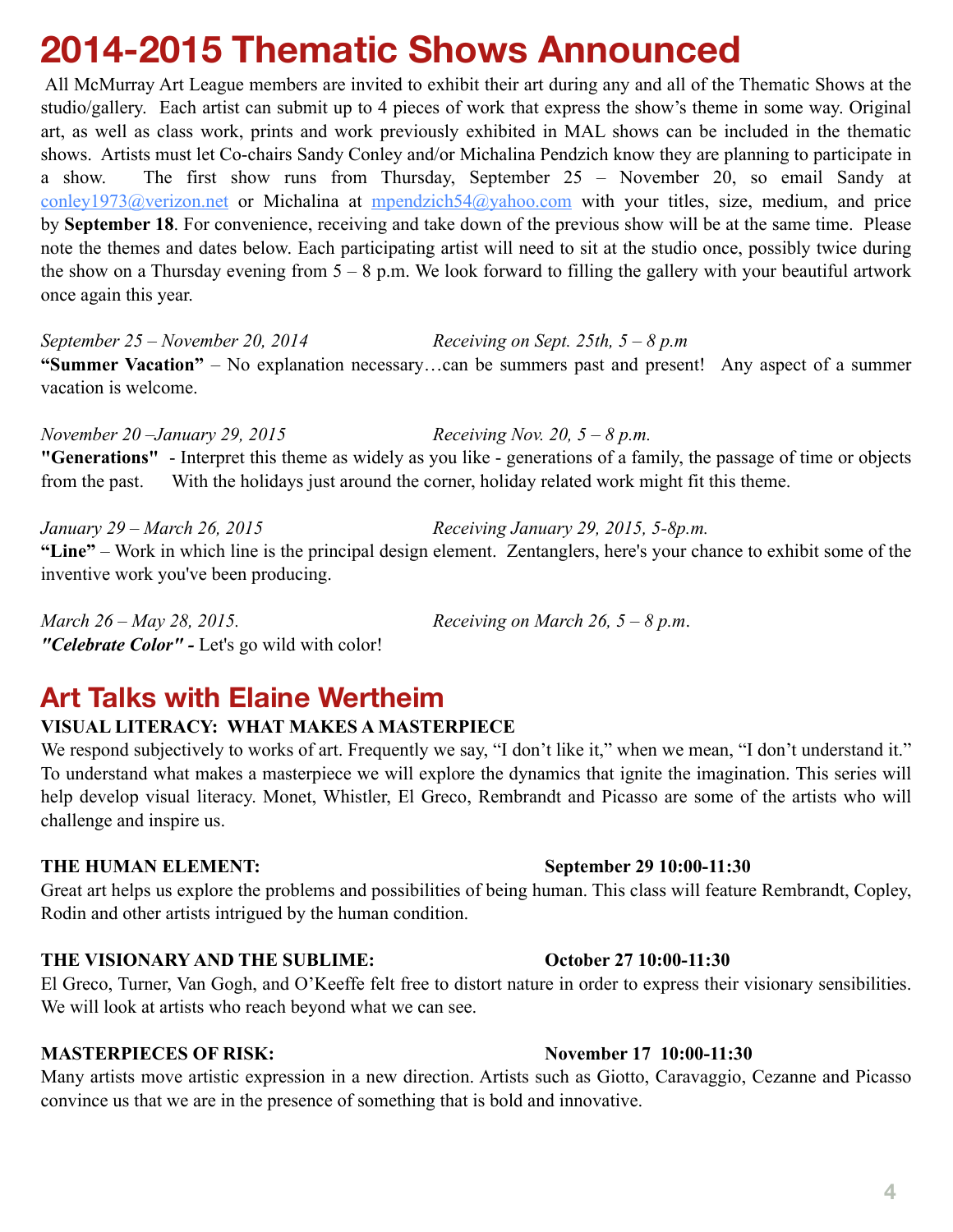# 2014-2015 Thematic Shows Announced

All McMurray Art League members are invited to exhibit their art during any and all of the Thematic Shows at the studio/gallery. Each artist can submit up to 4 pieces of work that express the show's theme in some way. Original art, as well as class work, prints and work previously exhibited in MAL shows can be included in the thematic shows. Artists must let Co-chairs Sandy Conley and/or Michalina Pendzich know they are planning to participate in a show. The first show runs from Thursday, September 25 – November 20, so email Sandy at conley1973@verizon.net or Michalina at mpendzich54@yahoo.com with your titles, size, medium, and price by **September 18**. For convenience, receiving and take down of the previous show will be at the same time. Please note the themes and dates below. Each participating artist will need to sit at the studio once, possibly twice during the show on a Thursday evening from 5 – 8 p.m. We look forward to filling the gallery with your beautiful artwork once again this year.

*September 25 – November 20, 2014* *Receiving on Sept. 25th, 5 – 8 p.m*
**"Summer Vacation"** – No explanation necessary…can be summers past and present! Any aspect of a summer vacation is welcome.

*November 20 –January 29, 2015* *Receiving Nov. 20, 5 – 8 p.m.*
**"Generations"** - Interpret this theme as widely as you like - generations of a family, the passage of time or objects from the past. With the holidays just around the corner, holiday related work might fit this theme.

*January 29 – March 26, 2015* *Receiving January 29, 2015, 5-8p.m.*
**"Line"** – Work in which line is the principal design element. Zentanglers, here's your chance to exhibit some of the inventive work you've been producing.

*March 26 – May 28, 2015.* *Receiving on March 26, 5 – 8 p.m.*
***"Celebrate Color" -*** Let's go wild with color!

# Art Talks with Elaine Wertheim

**VISUAL LITERACY: WHAT MAKES A MASTERPIECE**

We respond subjectively to works of art. Frequently we say, "I don't like it," when we mean, "I don't understand it." To understand what makes a masterpiece we will explore the dynamics that ignite the imagination. This series will help develop visual literacy. Monet, Whistler, El Greco, Rembrandt and Picasso are some of the artists who will challenge and inspire us.

**THE HUMAN ELEMENT:** **September 29 10:00-11:30**

Great art helps us explore the problems and possibilities of being human. This class will feature Rembrandt, Copley, Rodin and other artists intrigued by the human condition.

**THE VISIONARY AND THE SUBLIME:** **October 27 10:00-11:30**

El Greco, Turner, Van Gogh, and O'Keeffe felt free to distort nature in order to express their visionary sensibilities. We will look at artists who reach beyond what we can see.

**MASTERPIECES OF RISK:** **November 17 10:00-11:30**

Many artists move artistic expression in a new direction. Artists such as Giotto, Caravaggio, Cezanne and Picasso convince us that we are in the presence of something that is bold and innovative.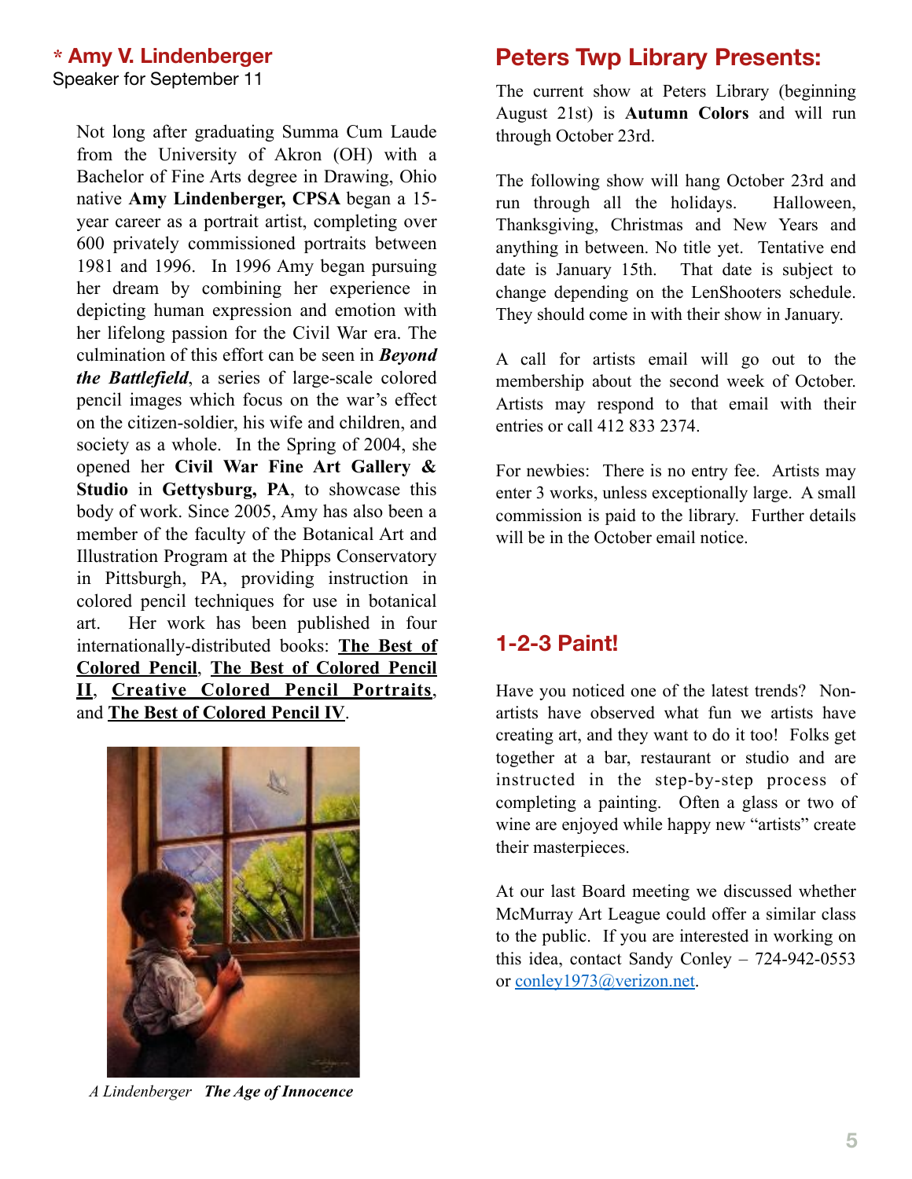## * Amy V. Lindenberger

Speaker for September 11

Not long after graduating Summa Cum Laude from the University of Akron (OH) with a Bachelor of Fine Arts degree in Drawing, Ohio native **Amy Lindenberger, CPSA** began a 15-year career as a portrait artist, completing over 600 privately commissioned portraits between 1981 and 1996. In 1996 Amy began pursuing her dream by combining her experience in depicting human expression and emotion with her lifelong passion for the Civil War era. The culmination of this effort can be seen in ***Beyond the Battlefield***, a series of large-scale colored pencil images which focus on the war's effect on the citizen-soldier, his wife and children, and society as a whole. In the Spring of 2004, she opened her **Civil War Fine Art Gallery & Studio** in **Gettysburg, PA**, to showcase this body of work. Since 2005, Amy has also been a member of the faculty of the Botanical Art and Illustration Program at the Phipps Conservatory in Pittsburgh, PA, providing instruction in colored pencil techniques for use in botanical art. Her work has been published in four internationally-distributed books: **The Best of Colored Pencil**, **The Best of Colored Pencil II**, **Creative Colored Pencil Portraits**, and **The Best of Colored Pencil IV**.

*A Lindenberger* ***The Age of Innocence***

## Peters Twp Library Presents:

The current show at Peters Library (beginning August 21st) is **Autumn Colors** and will run through October 23rd.

The following show will hang October 23rd and run through all the holidays. Halloween, Thanksgiving, Christmas and New Years and anything in between. No title yet. Tentative end date is January 15th. That date is subject to change depending on the LenShooters schedule. They should come in with their show in January.

A call for artists email will go out to the membership about the second week of October. Artists may respond to that email with their entries or call 412 833 2374.

For newbies: There is no entry fee. Artists may enter 3 works, unless exceptionally large. A small commission is paid to the library. Further details will be in the October email notice.

## 1-2-3 Paint!

Have you noticed one of the latest trends? Non-artists have observed what fun we artists have creating art, and they want to do it too! Folks get together at a bar, restaurant or studio and are instructed in the step-by-step process of completing a painting. Often a glass or two of wine are enjoyed while happy new "artists" create their masterpieces.

At our last Board meeting we discussed whether McMurray Art League could offer a similar class to the public. If you are interested in working on this idea, contact Sandy Conley – 724-942-0553 or conley1973@verizon.net.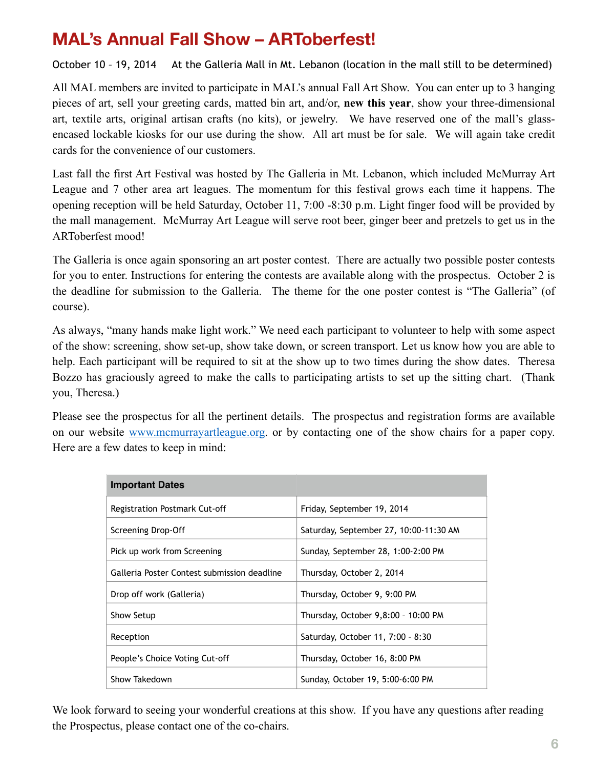# MAL's Annual Fall Show – ARToberfest!

October 10 – 19, 2014    At the Galleria Mall in Mt. Lebanon (location in the mall still to be determined)

All MAL members are invited to participate in MAL's annual Fall Art Show. You can enter up to 3 hanging pieces of art, sell your greeting cards, matted bin art, and/or, **new this year**, show your three-dimensional art, textile arts, original artisan crafts (no kits), or jewelry. We have reserved one of the mall's glass-encased lockable kiosks for our use during the show. All art must be for sale. We will again take credit cards for the convenience of our customers.

Last fall the first Art Festival was hosted by The Galleria in Mt. Lebanon, which included McMurray Art League and 7 other area art leagues. The momentum for this festival grows each time it happens. The opening reception will be held Saturday, October 11, 7:00 -8:30 p.m. Light finger food will be provided by the mall management. McMurray Art League will serve root beer, ginger beer and pretzels to get us in the ARToberfest mood!

The Galleria is once again sponsoring an art poster contest. There are actually two possible poster contests for you to enter. Instructions for entering the contests are available along with the prospectus. October 2 is the deadline for submission to the Galleria. The theme for the one poster contest is "The Galleria" (of course).

As always, "many hands make light work." We need each participant to volunteer to help with some aspect of the show: screening, show set-up, show take down, or screen transport. Let us know how you are able to help. Each participant will be required to sit at the show up to two times during the show dates. Theresa Bozzo has graciously agreed to make the calls to participating artists to set up the sitting chart. (Thank you, Theresa.)

Please see the prospectus for all the pertinent details. The prospectus and registration forms are available on our website www.mcmurrayartleague.org. or by contacting one of the show chairs for a paper copy. Here are a few dates to keep in mind:

| Important Dates | |
|---|---|
| Registration Postmark Cut-off | Friday, September 19, 2014 |
| Screening Drop-Off | Saturday, September 27, 10:00-11:30 AM |
| Pick up work from Screening | Sunday, September 28, 1:00-2:00 PM |
| Galleria Poster Contest submission deadline | Thursday, October 2, 2014 |
| Drop off work (Galleria) | Thursday, October 9, 9:00 PM |
| Show Setup | Thursday, October 9,8:00 – 10:00 PM |
| Reception | Saturday, October 11, 7:00 – 8:30 |
| People's Choice Voting Cut-off | Thursday, October 16, 8:00 PM |
| Show Takedown | Sunday, October 19, 5:00-6:00 PM |

We look forward to seeing your wonderful creations at this show. If you have any questions after reading the Prospectus, please contact one of the co-chairs.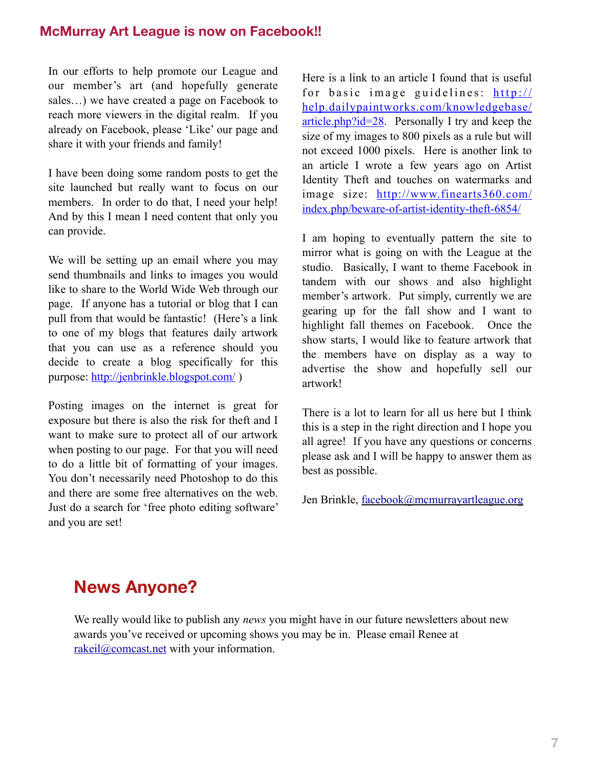## McMurray Art League is now on Facebook!!

In our efforts to help promote our League and our member's art (and hopefully generate sales…) we have created a page on Facebook to reach more viewers in the digital realm. If you already on Facebook, please 'Like' our page and share it with your friends and family!

I have been doing some random posts to get the site launched but really want to focus on our members. In order to do that, I need your help! And by this I mean I need content that only you can provide.

We will be setting up an email where you may send thumbnails and links to images you would like to share to the World Wide Web through our page. If anyone has a tutorial or blog that I can pull from that would be fantastic! (Here's a link to one of my blogs that features daily artwork that you can use as a reference should you decide to create a blog specifically for this purpose: http://jenbrinkle.blogspot.com/ )

Posting images on the internet is great for exposure but there is also the risk for theft and I want to make sure to protect all of our artwork when posting to our page. For that you will need to do a little bit of formatting of your images. You don't necessarily need Photoshop to do this and there are some free alternatives on the web. Just do a search for 'free photo editing software' and you are set!

Here is a link to an article I found that is useful for basic image guidelines: http://help.dailypaintworks.com/knowledgebase/article.php?id=28. Personally I try and keep the size of my images to 800 pixels as a rule but will not exceed 1000 pixels. Here is another link to an article I wrote a few years ago on Artist Identity Theft and touches on watermarks and image size: http://www.finearts360.com/index.php/beware-of-artist-identity-theft-6854/

I am hoping to eventually pattern the site to mirror what is going on with the League at the studio. Basically, I want to theme Facebook in tandem with our shows and also highlight member's artwork. Put simply, currently we are gearing up for the fall show and I want to highlight fall themes on Facebook. Once the show starts, I would like to feature artwork that the members have on display as a way to advertise the show and hopefully sell our artwork!

There is a lot to learn for all us here but I think this is a step in the right direction and I hope you all agree! If you have any questions or concerns please ask and I will be happy to answer them as best as possible.

Jen Brinkle, facebook@mcmurrayartleague.org

## News Anyone?

We really would like to publish any *news* you might have in our future newsletters about new awards you've received or upcoming shows you may be in. Please email Renee at rakeil@comcast.net with your information.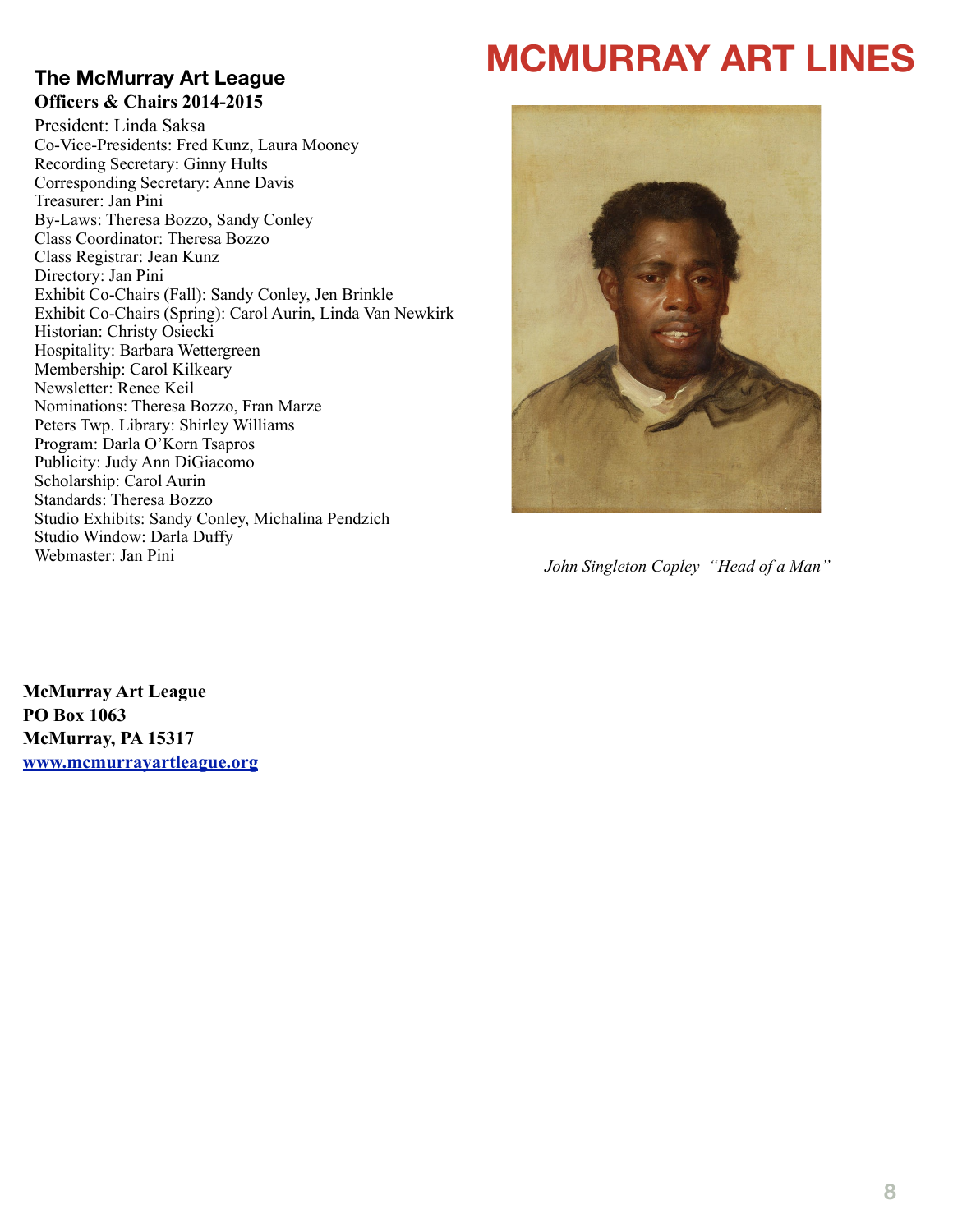# MCMURRAY ART LINES

## The McMurray Art League

**Officers & Chairs 2014-2015**

President: Linda Saksa
Co-Vice-Presidents: Fred Kunz, Laura Mooney
Recording Secretary: Ginny Hults
Corresponding Secretary: Anne Davis
Treasurer: Jan Pini
By-Laws: Theresa Bozzo, Sandy Conley
Class Coordinator: Theresa Bozzo
Class Registrar: Jean Kunz
Directory: Jan Pini
Exhibit Co-Chairs (Fall): Sandy Conley, Jen Brinkle
Exhibit Co-Chairs (Spring): Carol Aurin, Linda Van Newkirk
Historian: Christy Osiecki
Hospitality: Barbara Wettergreen
Membership: Carol Kilkeary
Newsletter: Renee Keil
Nominations: Theresa Bozzo, Fran Marze
Peters Twp. Library: Shirley Williams
Program: Darla O'Korn Tsapros
Publicity: Judy Ann DiGiacomo
Scholarship: Carol Aurin
Standards: Theresa Bozzo
Studio Exhibits: Sandy Conley, Michalina Pendzich
Studio Window: Darla Duffy
Webmaster: Jan Pini

*John Singleton Copley "Head of a Man"*

**McMurray Art League**
**PO Box 1063**
**McMurray, PA 15317**
**[www.mcmurrayartleague.org](http://www.mcmurrayartleague.org)**